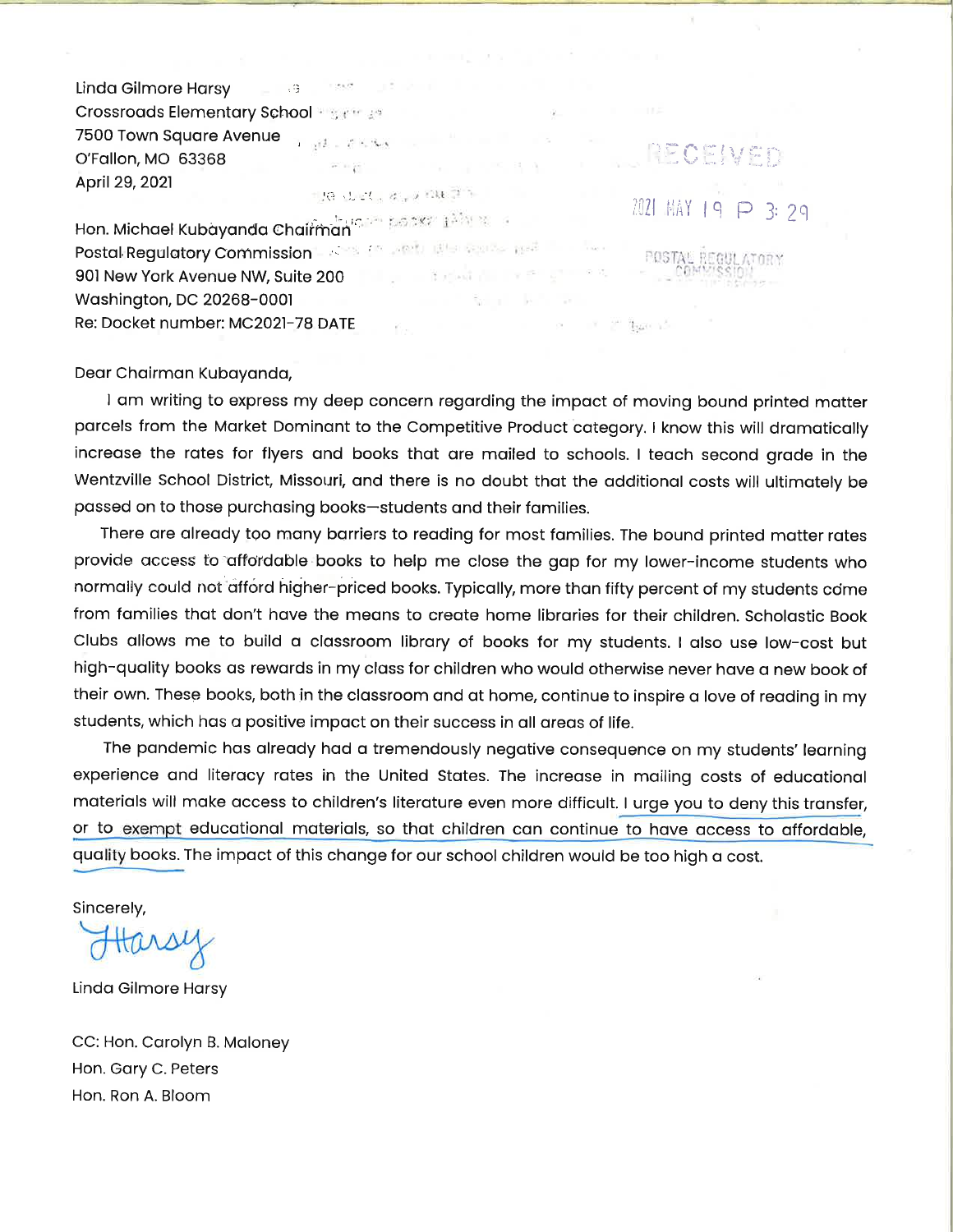Linda Gilmore Harsy
Crossroads Elementary School
7500 Town Square Avenue
O'Fallon, MO 63368
April 29, 2021

RECEIVED
2021 MAY 19 P 3:29
POSTAL REGULATORY COMMISSION

Hon. Michael Kubayanda Chairman
Postal Regulatory Commission
901 New York Avenue NW, Suite 200
Washington, DC 20268-0001
Re: Docket number: MC2021-78 DATE

Dear Chairman Kubayanda,

I am writing to express my deep concern regarding the impact of moving bound printed matter parcels from the Market Dominant to the Competitive Product category. I know this will dramatically increase the rates for flyers and books that are mailed to schools. I teach second grade in the Wentzville School District, Missouri, and there is no doubt that the additional costs will ultimately be passed on to those purchasing books—students and their families.

There are already too many barriers to reading for most families. The bound printed matter rates provide access to affordable books to help me close the gap for my lower-income students who normally could not afford higher-priced books. Typically, more than fifty percent of my students come from families that don't have the means to create home libraries for their children. Scholastic Book Clubs allows me to build a classroom library of books for my students. I also use low-cost but high-quality books as rewards in my class for children who would otherwise never have a new book of their own. These books, both in the classroom and at home, continue to inspire a love of reading in my students, which has a positive impact on their success in all areas of life.

The pandemic has already had a tremendously negative consequence on my students' learning experience and literacy rates in the United States. The increase in mailing costs of educational materials will make access to children's literature even more difficult. I urge you to deny this transfer, or to exempt educational materials, so that children can continue to have access to affordable, quality books. The impact of this change for our school children would be too high a cost.

Sincerely,

Harsy

Linda Gilmore Harsy

CC: Hon. Carolyn B. Maloney
Hon. Gary C. Peters
Hon. Ron A. Bloom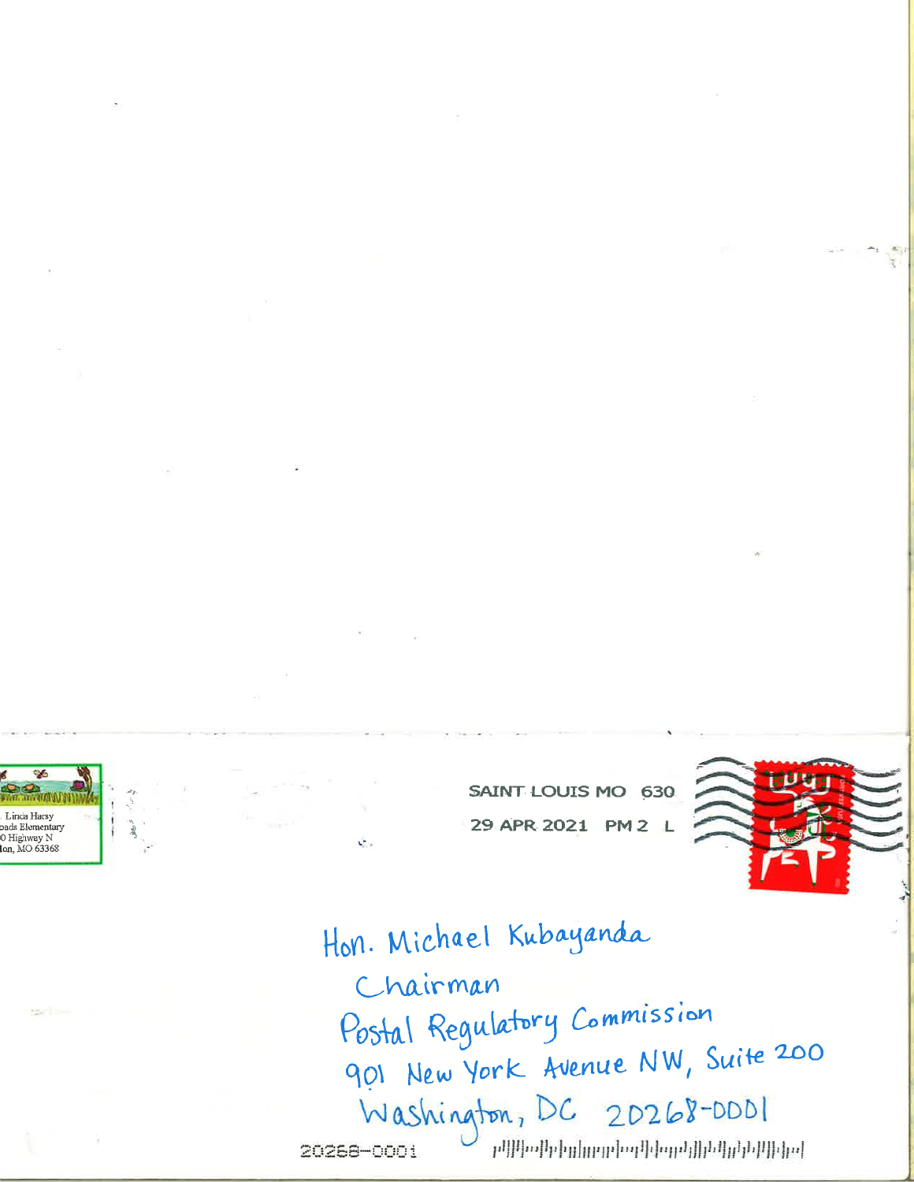Linda Harsy
oads Elementary
0 Highway N
lon, MO 63368

SAINT LOUIS MO 630
29 APR 2021 PM 2 L

Hon. Michael Kubayanda
Chairman
Postal Regulatory Commission
901 New York Avenue NW, Suite 200
Washington, DC 20268-0001

20268-0001